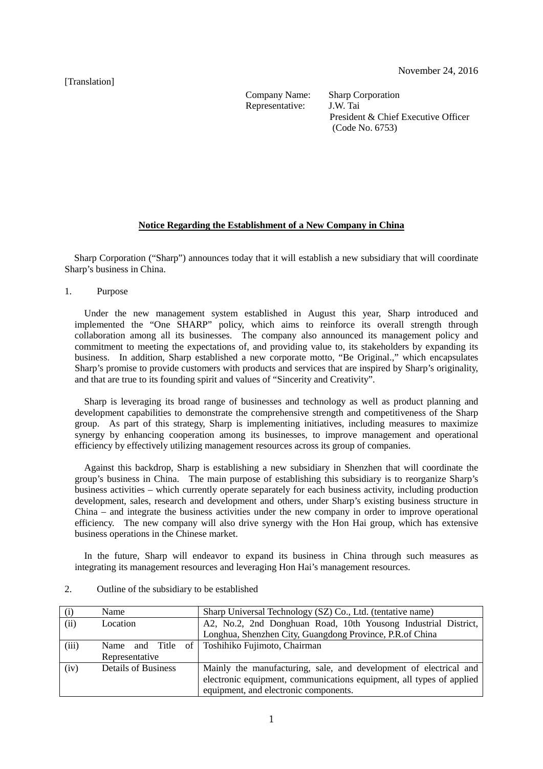November 24, 2016

[Translation]

Company Name: Sharp Corporation
Representative: J.W. Tai
President & Chief Executive Officer
(Code No. 6753)

## Notice Regarding the Establishment of a New Company in China

Sharp Corporation (“Sharp”) announces today that it will establish a new subsidiary that will coordinate Sharp’s business in China.

1. Purpose

Under the new management system established in August this year, Sharp introduced and implemented the “One SHARP” policy, which aims to reinforce its overall strength through collaboration among all its businesses. The company also announced its management policy and commitment to meeting the expectations of, and providing value to, its stakeholders by expanding its business. In addition, Sharp established a new corporate motto, “Be Original.,” which encapsulates Sharp’s promise to provide customers with products and services that are inspired by Sharp’s originality, and that are true to its founding spirit and values of “Sincerity and Creativity”.

Sharp is leveraging its broad range of businesses and technology as well as product planning and development capabilities to demonstrate the comprehensive strength and competitiveness of the Sharp group. As part of this strategy, Sharp is implementing initiatives, including measures to maximize synergy by enhancing cooperation among its businesses, to improve management and operational efficiency by effectively utilizing management resources across its group of companies.

Against this backdrop, Sharp is establishing a new subsidiary in Shenzhen that will coordinate the group’s business in China. The main purpose of establishing this subsidiary is to reorganize Sharp’s business activities – which currently operate separately for each business activity, including production development, sales, research and development and others, under Sharp’s existing business structure in China – and integrate the business activities under the new company in order to improve operational efficiency. The new company will also drive synergy with the Hon Hai group, which has extensive business operations in the Chinese market.

In the future, Sharp will endeavor to expand its business in China through such measures as integrating its management resources and leveraging Hon Hai’s management resources.

2. Outline of the subsidiary to be established

| | | |
|---|---|---|
| (i) | Name | Sharp Universal Technology (SZ) Co., Ltd. (tentative name) |
| (ii) | Location | A2, No.2, 2nd Donghuan Road, 10th Yousong Industrial District, Longhua, Shenzhen City, Guangdong Province, P.R.of China |
| (iii) | Name and Title of Representative | Toshihiko Fujimoto, Chairman |
| (iv) | Details of Business | Mainly the manufacturing, sale, and development of electrical and electronic equipment, communications equipment, all types of applied equipment, and electronic components. |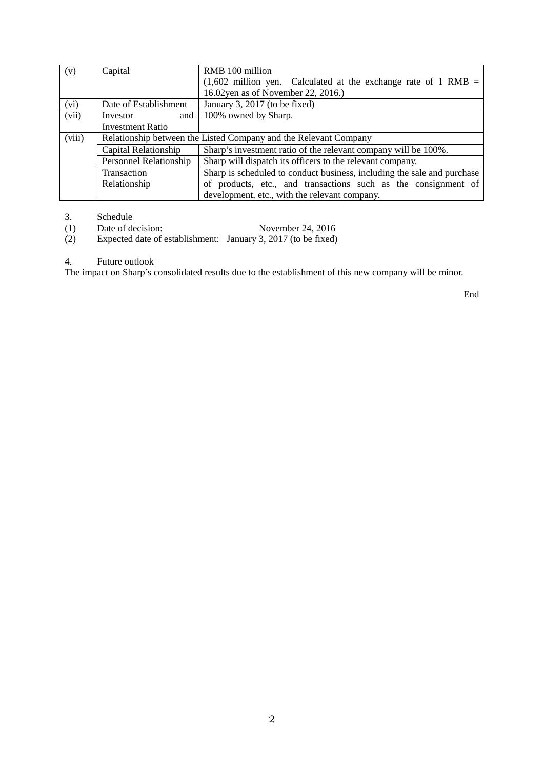| | | |
|---|---|---|
| (v) | Capital | RMB 100 million<br>(1,602 million yen. Calculated at the exchange rate of 1 RMB = 16.02yen as of November 22, 2016.) |
| (vi) | Date of Establishment | January 3, 2017 (to be fixed) |
| (vii) | Investor and Investment Ratio | 100% owned by Sharp. |
| (viii) | Relationship between the Listed Company and the Relevant Company | |
| | Capital Relationship | Sharp's investment ratio of the relevant company will be 100%. |
| | Personnel Relationship | Sharp will dispatch its officers to the relevant company. |
| | Transaction Relationship | Sharp is scheduled to conduct business, including the sale and purchase of products, etc., and transactions such as the consignment of development, etc., with the relevant company. |

3. Schedule

(1) Date of decision: November 24, 2016

(2) Expected date of establishment: January 3, 2017 (to be fixed)

4. Future outlook

The impact on Sharp's consolidated results due to the establishment of this new company will be minor.

End